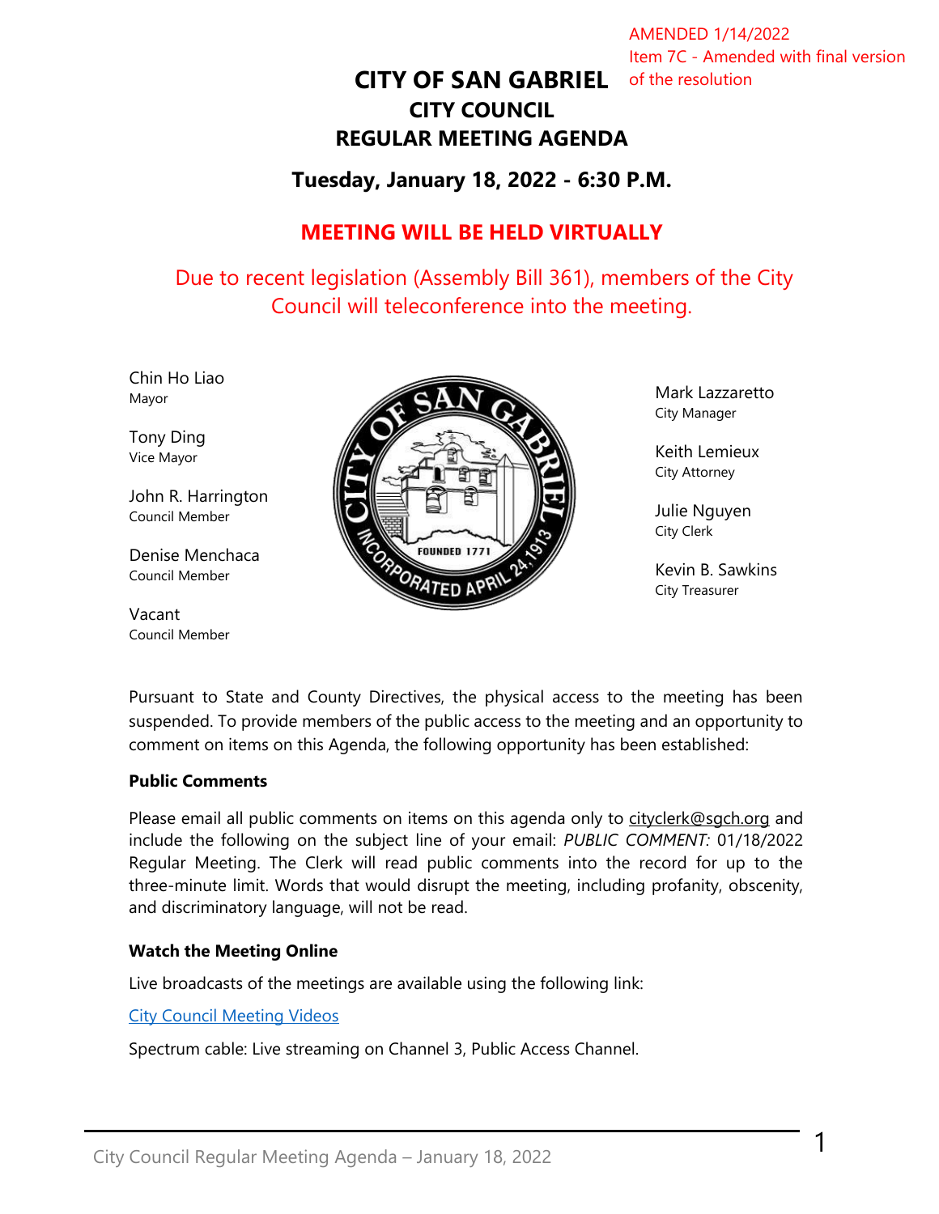AMENDED 1/14/2022
Item 7C - Amended with final version of the resolution

# CITY OF SAN GABRIEL
## CITY COUNCIL
## REGULAR MEETING AGENDA

### Tuesday, January 18, 2022 - 6:30 P.M.

**MEETING WILL BE HELD VIRTUALLY**

Due to recent legislation (Assembly Bill 361), members of the City Council will teleconference into the meeting.

Chin Ho Liao
Mayor

Tony Ding
Vice Mayor

John R. Harrington
Council Member

Denise Menchaca
Council Member

Vacant
Council Member

Mark Lazzaretto
City Manager

Keith Lemieux
City Attorney

Julie Nguyen
City Clerk

Kevin B. Sawkins
City Treasurer

Pursuant to State and County Directives, the physical access to the meeting has been suspended. To provide members of the public access to the meeting and an opportunity to comment on items on this Agenda, the following opportunity has been established:

**Public Comments**

Please email all public comments on items on this agenda only to cityclerk@sgch.org and include the following on the subject line of your email: *PUBLIC COMMENT:* 01/18/2022 Regular Meeting. The Clerk will read public comments into the record for up to the three-minute limit. Words that would disrupt the meeting, including profanity, obscenity, and discriminatory language, will not be read.

**Watch the Meeting Online**

Live broadcasts of the meetings are available using the following link:

City Council Meeting Videos

Spectrum cable: Live streaming on Channel 3, Public Access Channel.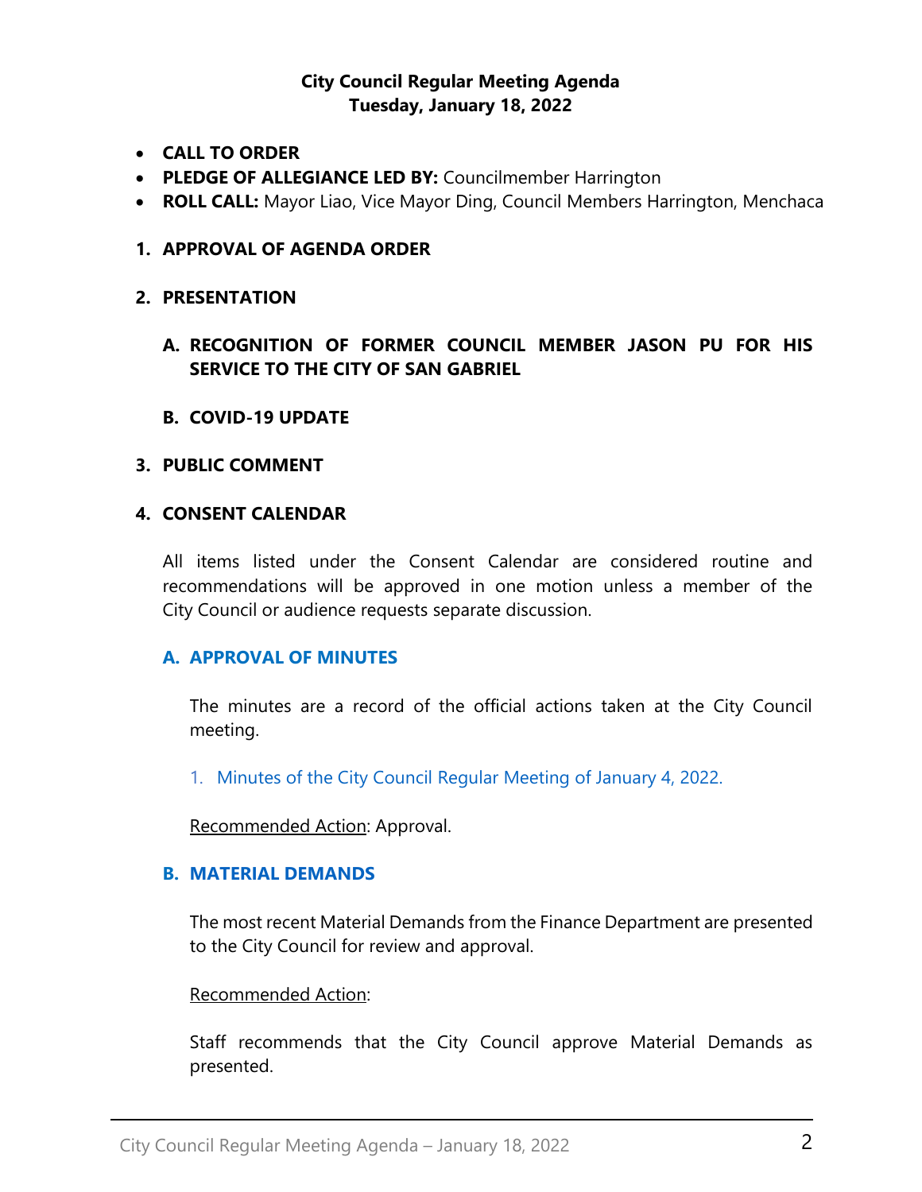**City Council Regular Meeting Agenda**
**Tuesday, January 18, 2022**

- **CALL TO ORDER**
- **PLEDGE OF ALLEGIANCE LED BY:** Councilmember Harrington
- **ROLL CALL:** Mayor Liao, Vice Mayor Ding, Council Members Harrington, Menchaca

**1. APPROVAL OF AGENDA ORDER**

**2. PRESENTATION**

**A. RECOGNITION OF FORMER COUNCIL MEMBER JASON PU FOR HIS SERVICE TO THE CITY OF SAN GABRIEL**

**B. COVID-19 UPDATE**

**3. PUBLIC COMMENT**

**4. CONSENT CALENDAR**

All items listed under the Consent Calendar are considered routine and recommendations will be approved in one motion unless a member of the City Council or audience requests separate discussion.

**A. APPROVAL OF MINUTES**

The minutes are a record of the official actions taken at the City Council meeting.

1. Minutes of the City Council Regular Meeting of January 4, 2022.

Recommended Action: Approval.

**B. MATERIAL DEMANDS**

The most recent Material Demands from the Finance Department are presented to the City Council for review and approval.

Recommended Action:

Staff recommends that the City Council approve Material Demands as presented.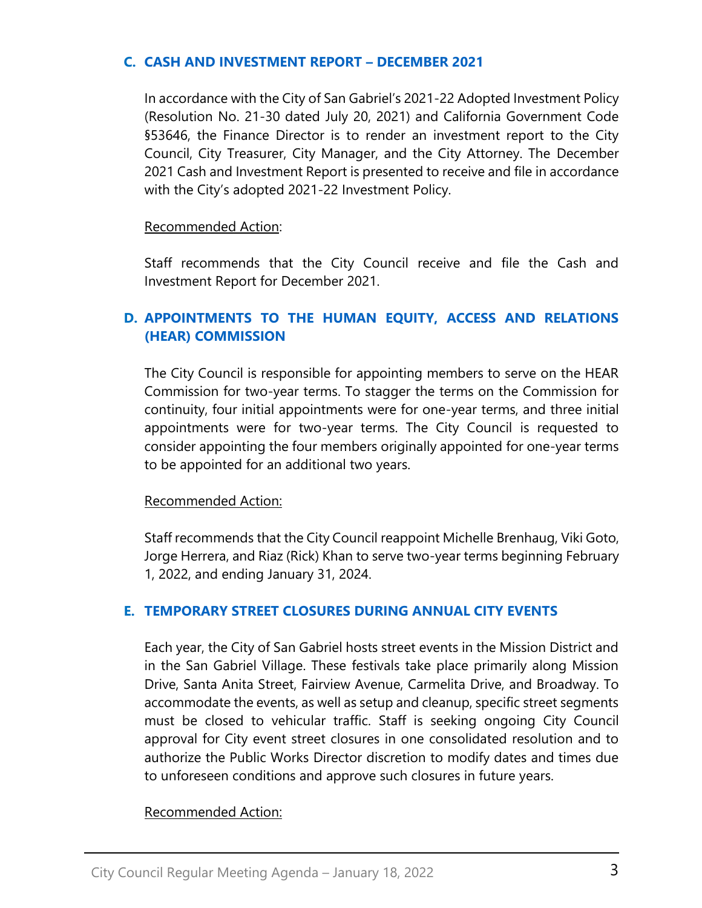### C. CASH AND INVESTMENT REPORT – DECEMBER 2021

In accordance with the City of San Gabriel's 2021-22 Adopted Investment Policy (Resolution No. 21-30 dated July 20, 2021) and California Government Code §53646, the Finance Director is to render an investment report to the City Council, City Treasurer, City Manager, and the City Attorney. The December 2021 Cash and Investment Report is presented to receive and file in accordance with the City's adopted 2021-22 Investment Policy.

<u>Recommended Action</u>:

Staff recommends that the City Council receive and file the Cash and Investment Report for December 2021.

### D. APPOINTMENTS TO THE HUMAN EQUITY, ACCESS AND RELATIONS (HEAR) COMMISSION

The City Council is responsible for appointing members to serve on the HEAR Commission for two-year terms. To stagger the terms on the Commission for continuity, four initial appointments were for one-year terms, and three initial appointments were for two-year terms. The City Council is requested to consider appointing the four members originally appointed for one-year terms to be appointed for an additional two years.

<u>Recommended Action:</u>

Staff recommends that the City Council reappoint Michelle Brenhaug, Viki Goto, Jorge Herrera, and Riaz (Rick) Khan to serve two-year terms beginning February 1, 2022, and ending January 31, 2024.

### E. TEMPORARY STREET CLOSURES DURING ANNUAL CITY EVENTS

Each year, the City of San Gabriel hosts street events in the Mission District and in the San Gabriel Village. These festivals take place primarily along Mission Drive, Santa Anita Street, Fairview Avenue, Carmelita Drive, and Broadway. To accommodate the events, as well as setup and cleanup, specific street segments must be closed to vehicular traffic. Staff is seeking ongoing City Council approval for City event street closures in one consolidated resolution and to authorize the Public Works Director discretion to modify dates and times due to unforeseen conditions and approve such closures in future years.

<u>Recommended Action:</u>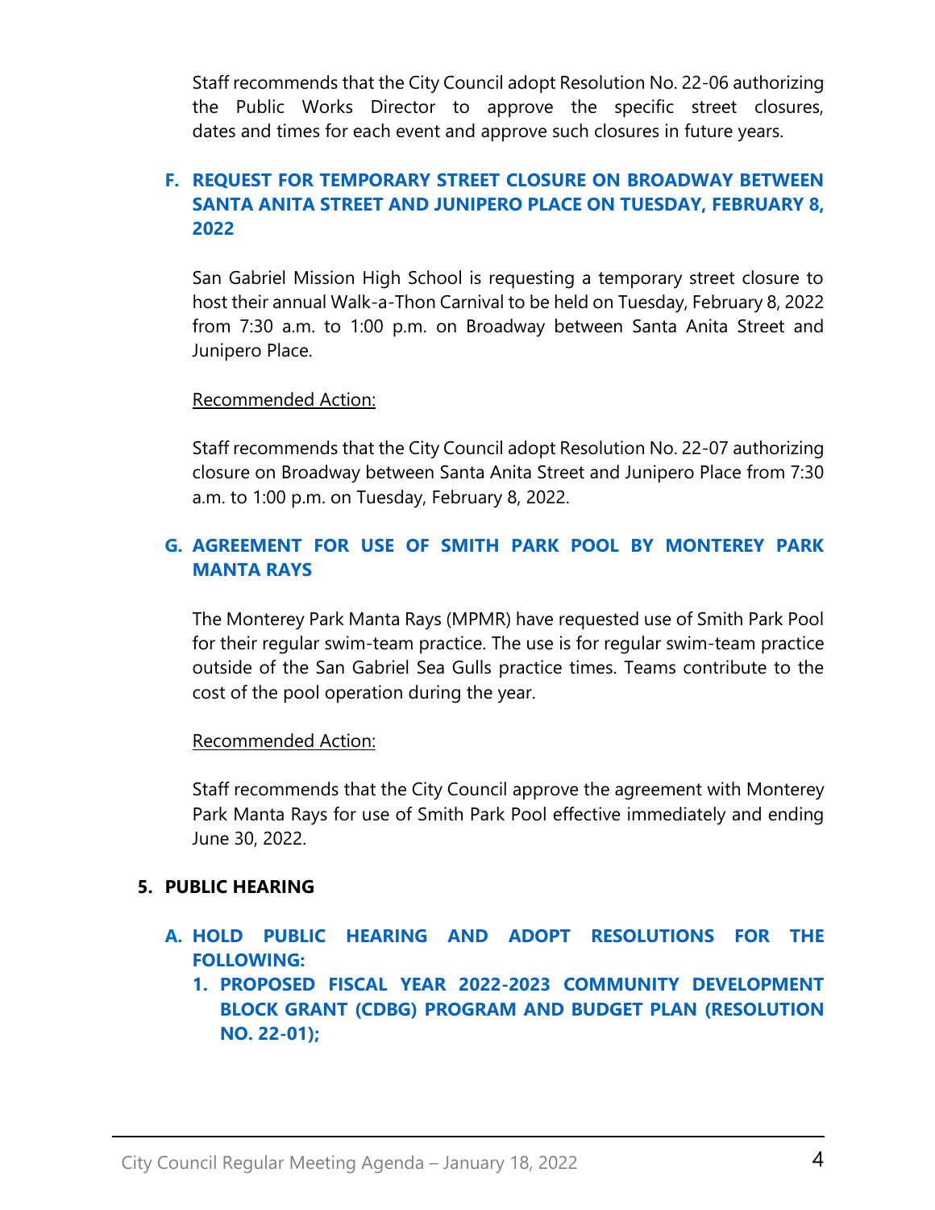Staff recommends that the City Council adopt Resolution No. 22-06 authorizing the Public Works Director to approve the specific street closures, dates and times for each event and approve such closures in future years.

### F. REQUEST FOR TEMPORARY STREET CLOSURE ON BROADWAY BETWEEN SANTA ANITA STREET AND JUNIPERO PLACE ON TUESDAY, FEBRUARY 8, 2022

San Gabriel Mission High School is requesting a temporary street closure to host their annual Walk-a-Thon Carnival to be held on Tuesday, February 8, 2022 from 7:30 a.m. to 1:00 p.m. on Broadway between Santa Anita Street and Junipero Place.

Recommended Action:

Staff recommends that the City Council adopt Resolution No. 22-07 authorizing closure on Broadway between Santa Anita Street and Junipero Place from 7:30 a.m. to 1:00 p.m. on Tuesday, February 8, 2022.

### G. AGREEMENT FOR USE OF SMITH PARK POOL BY MONTEREY PARK MANTA RAYS

The Monterey Park Manta Rays (MPMR) have requested use of Smith Park Pool for their regular swim-team practice. The use is for regular swim-team practice outside of the San Gabriel Sea Gulls practice times. Teams contribute to the cost of the pool operation during the year.

Recommended Action:

Staff recommends that the City Council approve the agreement with Monterey Park Manta Rays for use of Smith Park Pool effective immediately and ending June 30, 2022.

## 5. PUBLIC HEARING

### A. HOLD PUBLIC HEARING AND ADOPT RESOLUTIONS FOR THE FOLLOWING:

1. **PROPOSED FISCAL YEAR 2022-2023 COMMUNITY DEVELOPMENT BLOCK GRANT (CDBG) PROGRAM AND BUDGET PLAN (RESOLUTION NO. 22-01);**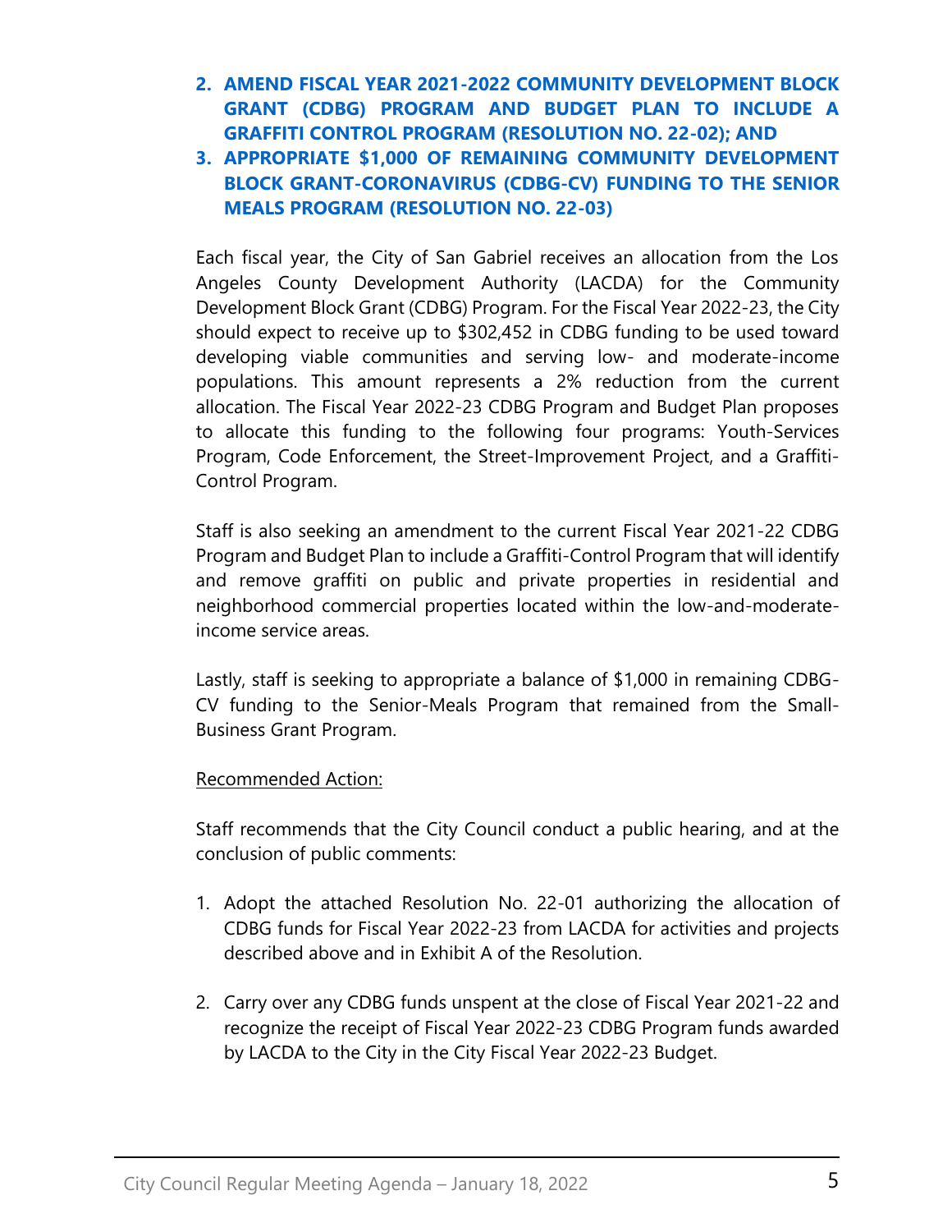2. **AMEND FISCAL YEAR 2021-2022 COMMUNITY DEVELOPMENT BLOCK GRANT (CDBG) PROGRAM AND BUDGET PLAN TO INCLUDE A GRAFFITI CONTROL PROGRAM (RESOLUTION NO. 22-02); AND**
3. **APPROPRIATE $1,000 OF REMAINING COMMUNITY DEVELOPMENT BLOCK GRANT-CORONAVIRUS (CDBG-CV) FUNDING TO THE SENIOR MEALS PROGRAM (RESOLUTION NO. 22-03)**

Each fiscal year, the City of San Gabriel receives an allocation from the Los Angeles County Development Authority (LACDA) for the Community Development Block Grant (CDBG) Program. For the Fiscal Year 2022-23, the City should expect to receive up to $302,452 in CDBG funding to be used toward developing viable communities and serving low- and moderate-income populations. This amount represents a 2% reduction from the current allocation. The Fiscal Year 2022-23 CDBG Program and Budget Plan proposes to allocate this funding to the following four programs: Youth-Services Program, Code Enforcement, the Street-Improvement Project, and a Graffiti-Control Program.

Staff is also seeking an amendment to the current Fiscal Year 2021-22 CDBG Program and Budget Plan to include a Graffiti-Control Program that will identify and remove graffiti on public and private properties in residential and neighborhood commercial properties located within the low-and-moderate-income service areas.

Lastly, staff is seeking to appropriate a balance of $1,000 in remaining CDBG-CV funding to the Senior-Meals Program that remained from the Small-Business Grant Program.

<u>Recommended Action:</u>

Staff recommends that the City Council conduct a public hearing, and at the conclusion of public comments:

1. Adopt the attached Resolution No. 22-01 authorizing the allocation of CDBG funds for Fiscal Year 2022-23 from LACDA for activities and projects described above and in Exhibit A of the Resolution.

2. Carry over any CDBG funds unspent at the close of Fiscal Year 2021-22 and recognize the receipt of Fiscal Year 2022-23 CDBG Program funds awarded by LACDA to the City in the City Fiscal Year 2022-23 Budget.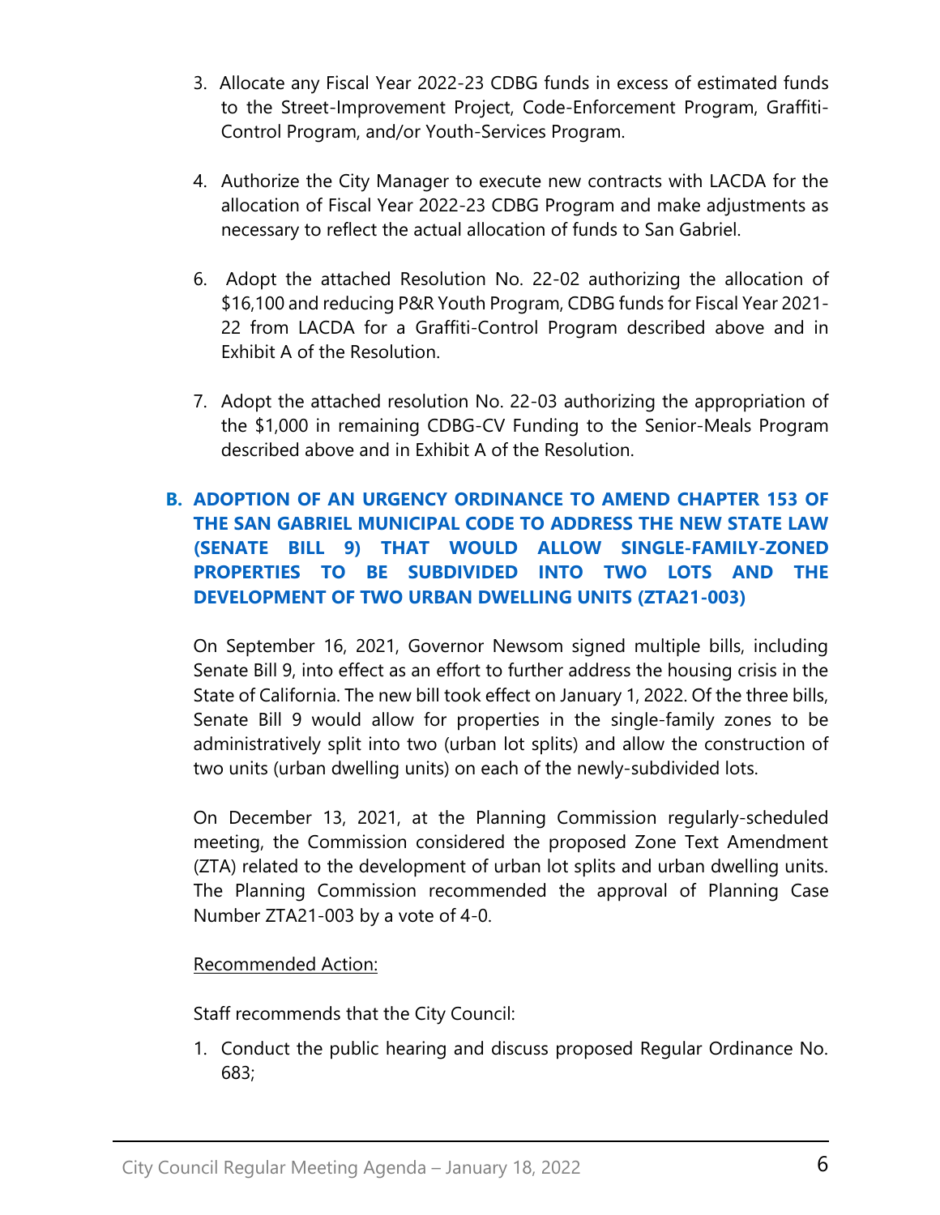3. Allocate any Fiscal Year 2022-23 CDBG funds in excess of estimated funds to the Street-Improvement Project, Code-Enforcement Program, Graffiti-Control Program, and/or Youth-Services Program.

4. Authorize the City Manager to execute new contracts with LACDA for the allocation of Fiscal Year 2022-23 CDBG Program and make adjustments as necessary to reflect the actual allocation of funds to San Gabriel.

6. Adopt the attached Resolution No. 22-02 authorizing the allocation of $16,100 and reducing P&R Youth Program, CDBG funds for Fiscal Year 2021-22 from LACDA for a Graffiti-Control Program described above and in Exhibit A of the Resolution.

7. Adopt the attached resolution No. 22-03 authorizing the appropriation of the $1,000 in remaining CDBG-CV Funding to the Senior-Meals Program described above and in Exhibit A of the Resolution.

## B. ADOPTION OF AN URGENCY ORDINANCE TO AMEND CHAPTER 153 OF THE SAN GABRIEL MUNICIPAL CODE TO ADDRESS THE NEW STATE LAW (SENATE BILL 9) THAT WOULD ALLOW SINGLE-FAMILY-ZONED PROPERTIES TO BE SUBDIVIDED INTO TWO LOTS AND THE DEVELOPMENT OF TWO URBAN DWELLING UNITS (ZTA21-003)

On September 16, 2021, Governor Newsom signed multiple bills, including Senate Bill 9, into effect as an effort to further address the housing crisis in the State of California. The new bill took effect on January 1, 2022. Of the three bills, Senate Bill 9 would allow for properties in the single-family zones to be administratively split into two (urban lot splits) and allow the construction of two units (urban dwelling units) on each of the newly-subdivided lots.

On December 13, 2021, at the Planning Commission regularly-scheduled meeting, the Commission considered the proposed Zone Text Amendment (ZTA) related to the development of urban lot splits and urban dwelling units. The Planning Commission recommended the approval of Planning Case Number ZTA21-003 by a vote of 4-0.

<u>Recommended Action:</u>

Staff recommends that the City Council:

1. Conduct the public hearing and discuss proposed Regular Ordinance No. 683;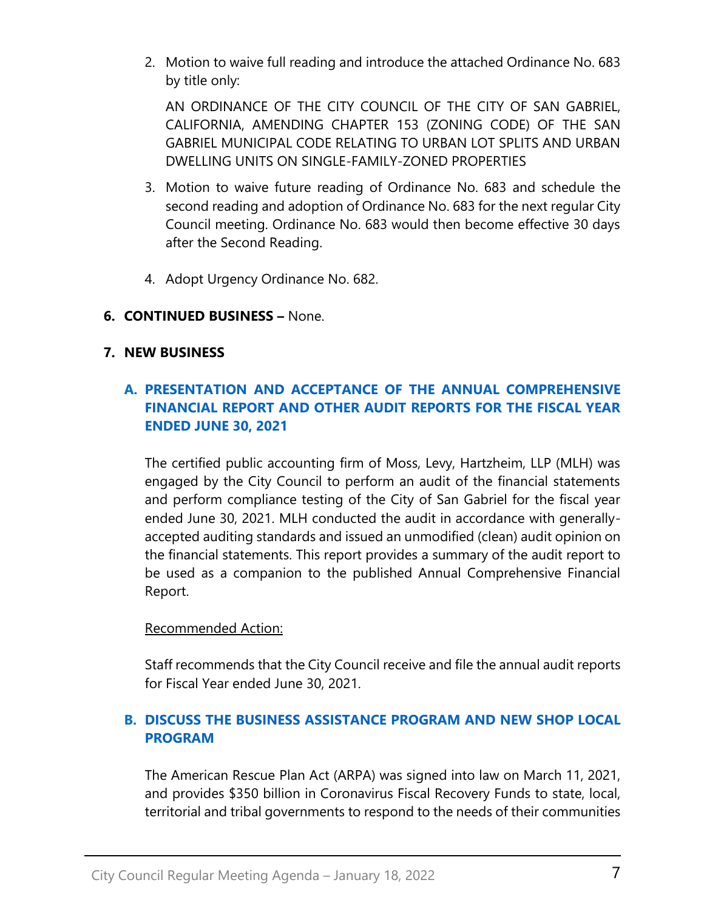2. Motion to waive full reading and introduce the attached Ordinance No. 683 by title only:

   AN ORDINANCE OF THE CITY COUNCIL OF THE CITY OF SAN GABRIEL, CALIFORNIA, AMENDING CHAPTER 153 (ZONING CODE) OF THE SAN GABRIEL MUNICIPAL CODE RELATING TO URBAN LOT SPLITS AND URBAN DWELLING UNITS ON SINGLE-FAMILY-ZONED PROPERTIES

3. Motion to waive future reading of Ordinance No. 683 and schedule the second reading and adoption of Ordinance No. 683 for the next regular City Council meeting. Ordinance No. 683 would then become effective 30 days after the Second Reading.

4. Adopt Urgency Ordinance No. 682.

## 6. CONTINUED BUSINESS – None.

## 7. NEW BUSINESS

### A. PRESENTATION AND ACCEPTANCE OF THE ANNUAL COMPREHENSIVE FINANCIAL REPORT AND OTHER AUDIT REPORTS FOR THE FISCAL YEAR ENDED JUNE 30, 2021

The certified public accounting firm of Moss, Levy, Hartzheim, LLP (MLH) was engaged by the City Council to perform an audit of the financial statements and perform compliance testing of the City of San Gabriel for the fiscal year ended June 30, 2021. MLH conducted the audit in accordance with generally-accepted auditing standards and issued an unmodified (clean) audit opinion on the financial statements. This report provides a summary of the audit report to be used as a companion to the published Annual Comprehensive Financial Report.

Recommended Action:

Staff recommends that the City Council receive and file the annual audit reports for Fiscal Year ended June 30, 2021.

### B. DISCUSS THE BUSINESS ASSISTANCE PROGRAM AND NEW SHOP LOCAL PROGRAM

The American Rescue Plan Act (ARPA) was signed into law on March 11, 2021, and provides $350 billion in Coronavirus Fiscal Recovery Funds to state, local, territorial and tribal governments to respond to the needs of their communities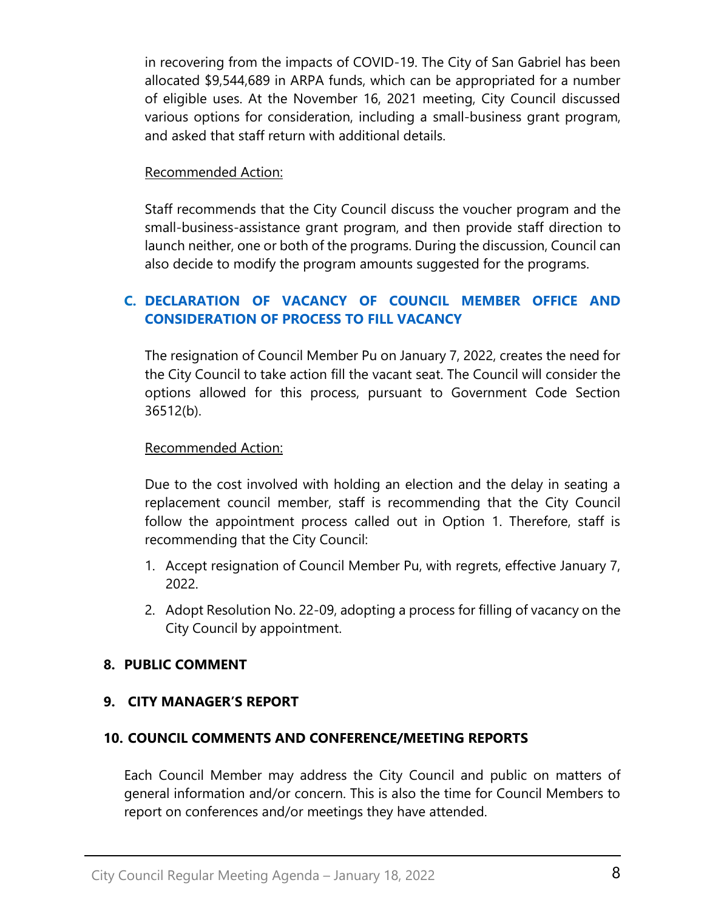in recovering from the impacts of COVID-19. The City of San Gabriel has been allocated $9,544,689 in ARPA funds, which can be appropriated for a number of eligible uses. At the November 16, 2021 meeting, City Council discussed various options for consideration, including a small-business grant program, and asked that staff return with additional details.

Recommended Action:

Staff recommends that the City Council discuss the voucher program and the small-business-assistance grant program, and then provide staff direction to launch neither, one or both of the programs. During the discussion, Council can also decide to modify the program amounts suggested for the programs.

### C. DECLARATION OF VACANCY OF COUNCIL MEMBER OFFICE AND CONSIDERATION OF PROCESS TO FILL VACANCY

The resignation of Council Member Pu on January 7, 2022, creates the need for the City Council to take action fill the vacant seat. The Council will consider the options allowed for this process, pursuant to Government Code Section 36512(b).

Recommended Action:

Due to the cost involved with holding an election and the delay in seating a replacement council member, staff is recommending that the City Council follow the appointment process called out in Option 1. Therefore, staff is recommending that the City Council:

1. Accept resignation of Council Member Pu, with regrets, effective January 7, 2022.
2. Adopt Resolution No. 22-09, adopting a process for filling of vacancy on the City Council by appointment.

## 8. PUBLIC COMMENT

## 9. CITY MANAGER'S REPORT

## 10. COUNCIL COMMENTS AND CONFERENCE/MEETING REPORTS

Each Council Member may address the City Council and public on matters of general information and/or concern. This is also the time for Council Members to report on conferences and/or meetings they have attended.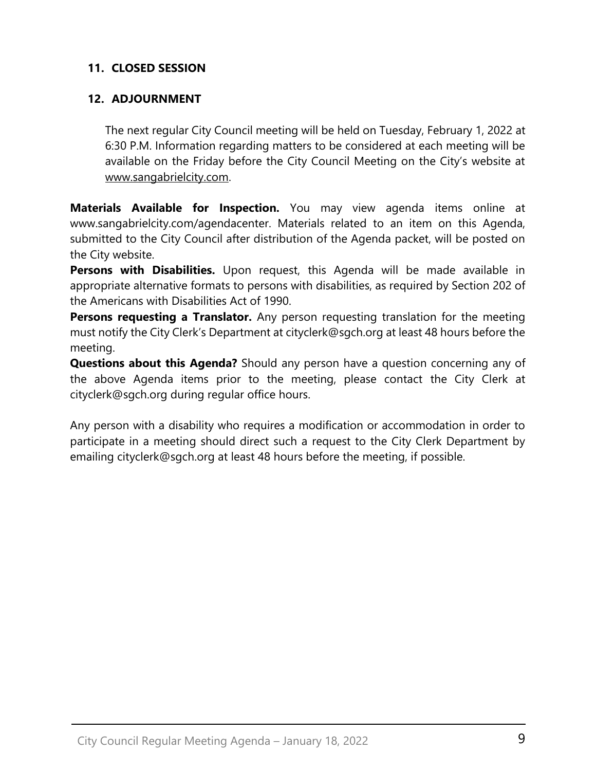## 11. CLOSED SESSION

## 12. ADJOURNMENT

The next regular City Council meeting will be held on Tuesday, February 1, 2022 at 6:30 P.M. Information regarding matters to be considered at each meeting will be available on the Friday before the City Council Meeting on the City's website at www.sangabrielcity.com.

**Materials Available for Inspection.** You may view agenda items online at www.sangabrielcity.com/agendacenter. Materials related to an item on this Agenda, submitted to the City Council after distribution of the Agenda packet, will be posted on the City website.

**Persons with Disabilities.** Upon request, this Agenda will be made available in appropriate alternative formats to persons with disabilities, as required by Section 202 of the Americans with Disabilities Act of 1990.

**Persons requesting a Translator.** Any person requesting translation for the meeting must notify the City Clerk's Department at cityclerk@sgch.org at least 48 hours before the meeting.

**Questions about this Agenda?** Should any person have a question concerning any of the above Agenda items prior to the meeting, please contact the City Clerk at cityclerk@sgch.org during regular office hours.

Any person with a disability who requires a modification or accommodation in order to participate in a meeting should direct such a request to the City Clerk Department by emailing cityclerk@sgch.org at least 48 hours before the meeting, if possible.